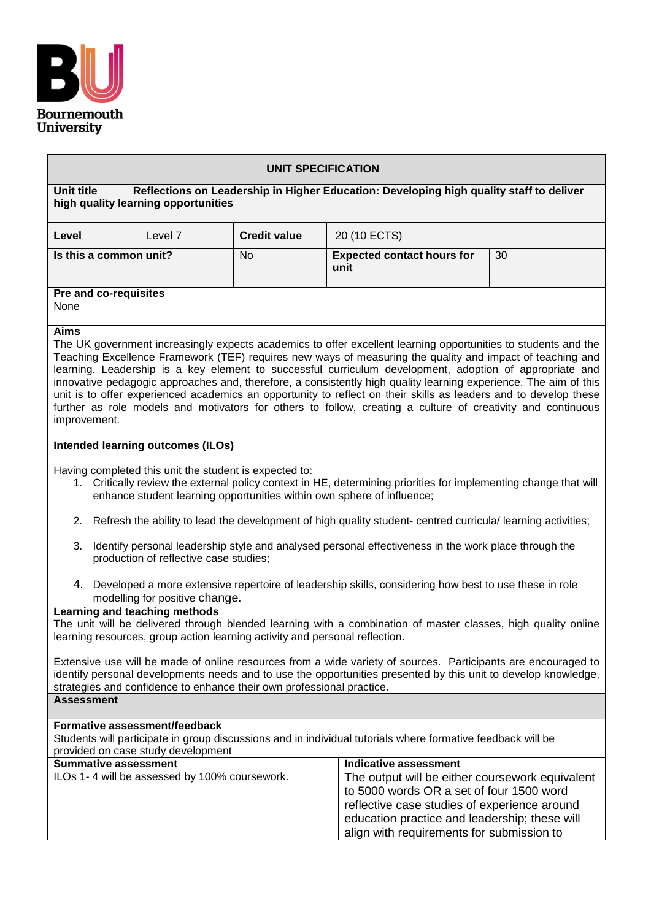Bournemouth University

## UNIT SPECIFICATION

**Unit title** **Reflections on Leadership in Higher Education: Developing high quality staff to deliver high quality learning opportunities**

| **Level** | Level 7 | **Credit value** | 20 (10 ECTS) |
|---|---|---|---|
| **Is this a common unit?** | No | **Expected contact hours for unit** | 30 |

**Pre and co-requisites**
None

**Aims**
The UK government increasingly expects academics to offer excellent learning opportunities to students and the Teaching Excellence Framework (TEF) requires new ways of measuring the quality and impact of teaching and learning. Leadership is a key element to successful curriculum development, adoption of appropriate and innovative pedagogic approaches and, therefore, a consistently high quality learning experience. The aim of this unit is to offer experienced academics an opportunity to reflect on their skills as leaders and to develop these further as role models and motivators for others to follow, creating a culture of creativity and continuous improvement.

**Intended learning outcomes (ILOs)**

Having completed this unit the student is expected to:

1. Critically review the external policy context in HE, determining priorities for implementing change that will enhance student learning opportunities within own sphere of influence;
2. Refresh the ability to lead the development of high quality student- centred curricula/ learning activities;
3. Identify personal leadership style and analysed personal effectiveness in the work place through the production of reflective case studies;
4. Developed a more extensive repertoire of leadership skills, considering how best to use these in role modelling for positive change.

**Learning and teaching methods**
The unit will be delivered through blended learning with a combination of master classes, high quality online learning resources, group action learning activity and personal reflection.

Extensive use will be made of online resources from a wide variety of sources. Participants are encouraged to identify personal developments needs and to use the opportunities presented by this unit to develop knowledge, strategies and confidence to enhance their own professional practice.

**Assessment**

**Formative assessment/feedback**
Students will participate in group discussions and in individual tutorials where formative feedback will be provided on case study development

| **Summative assessment** | **Indicative assessment** |
|---|---|
| ILOs 1- 4 will be assessed by 100% coursework. | The output will be either coursework equivalent to 5000 words OR a set of four 1500 word reflective case studies of experience around education practice and leadership; these will align with requirements for submission to |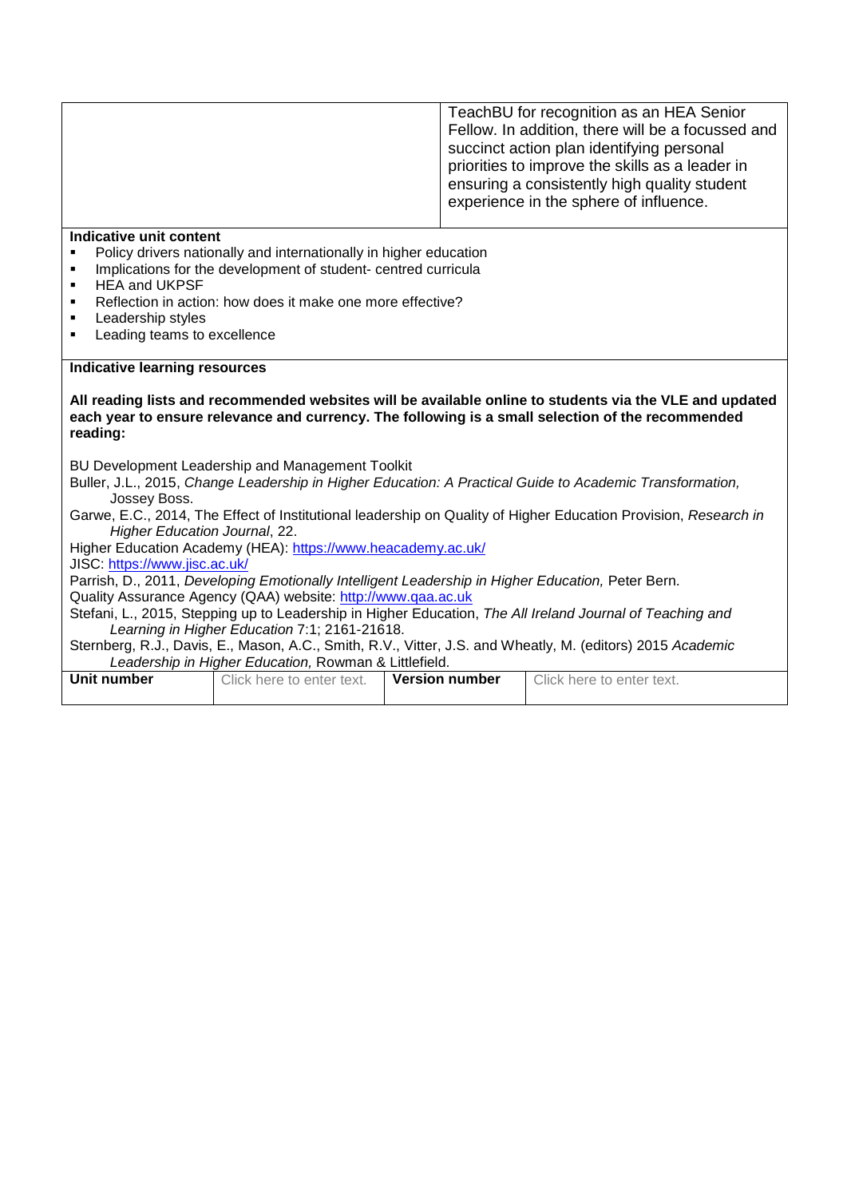| | |
|---|---|
| | TeachBU for recognition as an HEA Senior Fellow. In addition, there will be a focussed and succinct action plan identifying personal priorities to improve the skills as a leader in ensuring a consistently high quality student experience in the sphere of influence. |

**Indicative unit content**

- Policy drivers nationally and internationally in higher education
- Implications for the development of student- centred curricula
- HEA and UKPSF
- Reflection in action: how does it make one more effective?
- Leadership styles
- Leading teams to excellence

**Indicative learning resources**

**All reading lists and recommended websites will be available online to students via the VLE and updated each year to ensure relevance and currency. The following is a small selection of the recommended reading:**

BU Development Leadership and Management Toolkit

Buller, J.L., 2015, *Change Leadership in Higher Education: A Practical Guide to Academic Transformation,* Jossey Boss.

Garwe, E.C., 2014, The Effect of Institutional leadership on Quality of Higher Education Provision, *Research in Higher Education Journal*, 22.

Higher Education Academy (HEA): https://www.heacademy.ac.uk/

JISC: https://www.jisc.ac.uk/

Parrish, D., 2011, *Developing Emotionally Intelligent Leadership in Higher Education,* Peter Bern.

Quality Assurance Agency (QAA) website: http://www.qaa.ac.uk

Stefani, L., 2015, Stepping up to Leadership in Higher Education, *The All Ireland Journal of Teaching and Learning in Higher Education* 7:1; 2161-21618.

Sternberg, R.J., Davis, E., Mason, A.C., Smith, R.V., Vitter, J.S. and Wheatly, M. (editors) 2015 *Academic Leadership in Higher Education,* Rowman & Littlefield.

| | | | |
|---|---|---|---|
| **Unit number** | Click here to enter text. | **Version number** | Click here to enter text. |